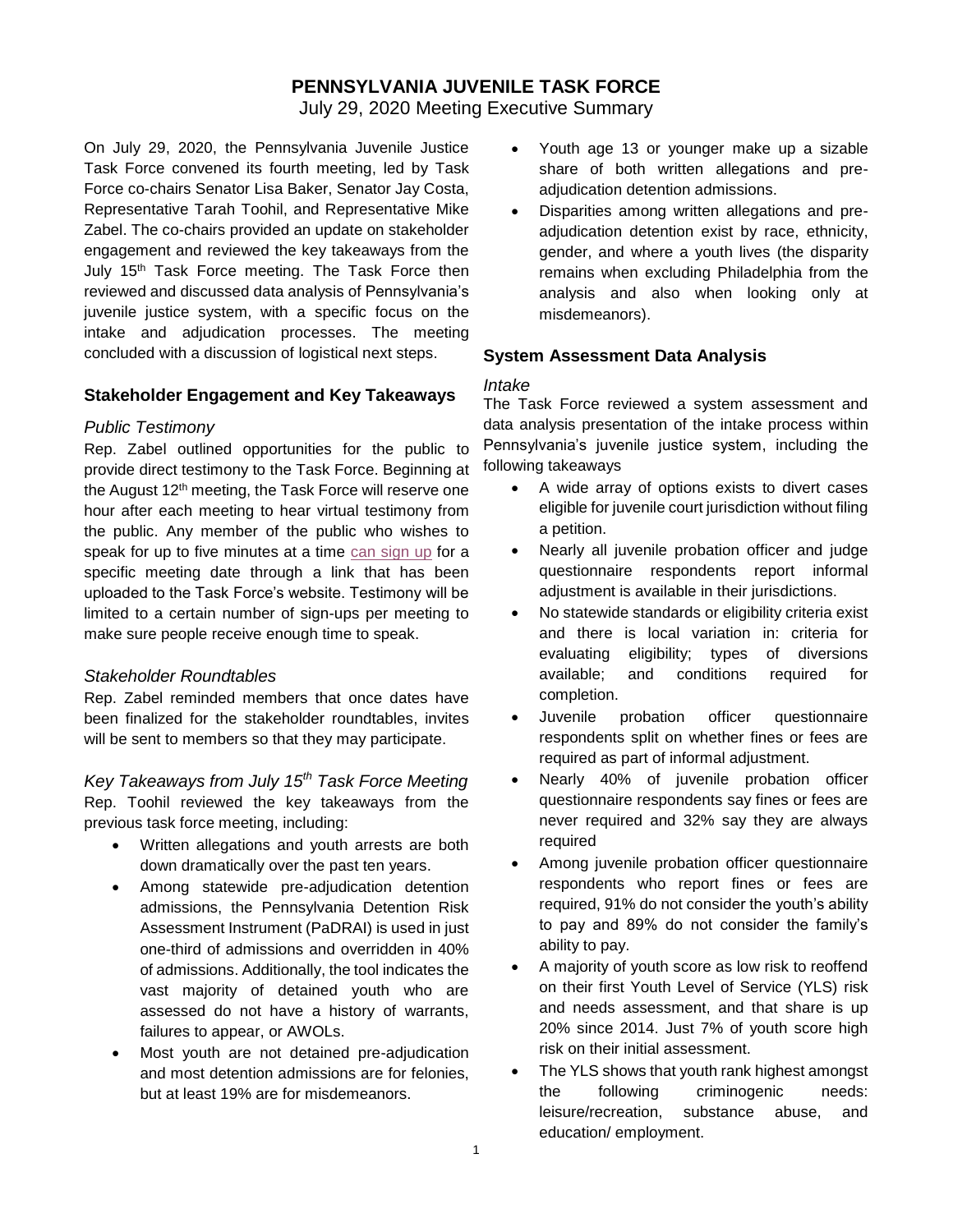# PENNSYLVANIA JUVENILE TASK FORCE

July 29, 2020 Meeting Executive Summary

On July 29, 2020, the Pennsylvania Juvenile Justice Task Force convened its fourth meeting, led by Task Force co-chairs Senator Lisa Baker, Senator Jay Costa, Representative Tarah Toohil, and Representative Mike Zabel. The co-chairs provided an update on stakeholder engagement and reviewed the key takeaways from the July 15th Task Force meeting. The Task Force then reviewed and discussed data analysis of Pennsylvania's juvenile justice system, with a specific focus on the intake and adjudication processes. The meeting concluded with a discussion of logistical next steps.

## Stakeholder Engagement and Key Takeaways

### *Public Testimony*

Rep. Zabel outlined opportunities for the public to provide direct testimony to the Task Force. Beginning at the August 12th meeting, the Task Force will reserve one hour after each meeting to hear virtual testimony from the public. Any member of the public who wishes to speak for up to five minutes at a time can sign up for a specific meeting date through a link that has been uploaded to the Task Force's website. Testimony will be limited to a certain number of sign-ups per meeting to make sure people receive enough time to speak.

### *Stakeholder Roundtables*

Rep. Zabel reminded members that once dates have been finalized for the stakeholder roundtables, invites will be sent to members so that they may participate.

### *Key Takeaways from July 15th Task Force Meeting*

Rep. Toohil reviewed the key takeaways from the previous task force meeting, including:

- Written allegations and youth arrests are both down dramatically over the past ten years.
- Among statewide pre-adjudication detention admissions, the Pennsylvania Detention Risk Assessment Instrument (PaDRAI) is used in just one-third of admissions and overridden in 40% of admissions. Additionally, the tool indicates the vast majority of detained youth who are assessed do not have a history of warrants, failures to appear, or AWOLs.
- Most youth are not detained pre-adjudication and most detention admissions are for felonies, but at least 19% are for misdemeanors.
- Youth age 13 or younger make up a sizable share of both written allegations and pre-adjudication detention admissions.
- Disparities among written allegations and pre-adjudication detention exist by race, ethnicity, gender, and where a youth lives (the disparity remains when excluding Philadelphia from the analysis and also when looking only at misdemeanors).

## System Assessment Data Analysis

### *Intake*

The Task Force reviewed a system assessment and data analysis presentation of the intake process within Pennsylvania's juvenile justice system, including the following takeaways

- A wide array of options exists to divert cases eligible for juvenile court jurisdiction without filing a petition.
- Nearly all juvenile probation officer and judge questionnaire respondents report informal adjustment is available in their jurisdictions.
- No statewide standards or eligibility criteria exist and there is local variation in: criteria for evaluating eligibility; types of diversions available; and conditions required for completion.
- Juvenile probation officer questionnaire respondents split on whether fines or fees are required as part of informal adjustment.
- Nearly 40% of juvenile probation officer questionnaire respondents say fines or fees are never required and 32% say they are always required
- Among juvenile probation officer questionnaire respondents who report fines or fees are required, 91% do not consider the youth's ability to pay and 89% do not consider the family's ability to pay.
- A majority of youth score as low risk to reoffend on their first Youth Level of Service (YLS) risk and needs assessment, and that share is up 20% since 2014. Just 7% of youth score high risk on their initial assessment.
- The YLS shows that youth rank highest amongst the following criminogenic needs: leisure/recreation, substance abuse, and education/ employment.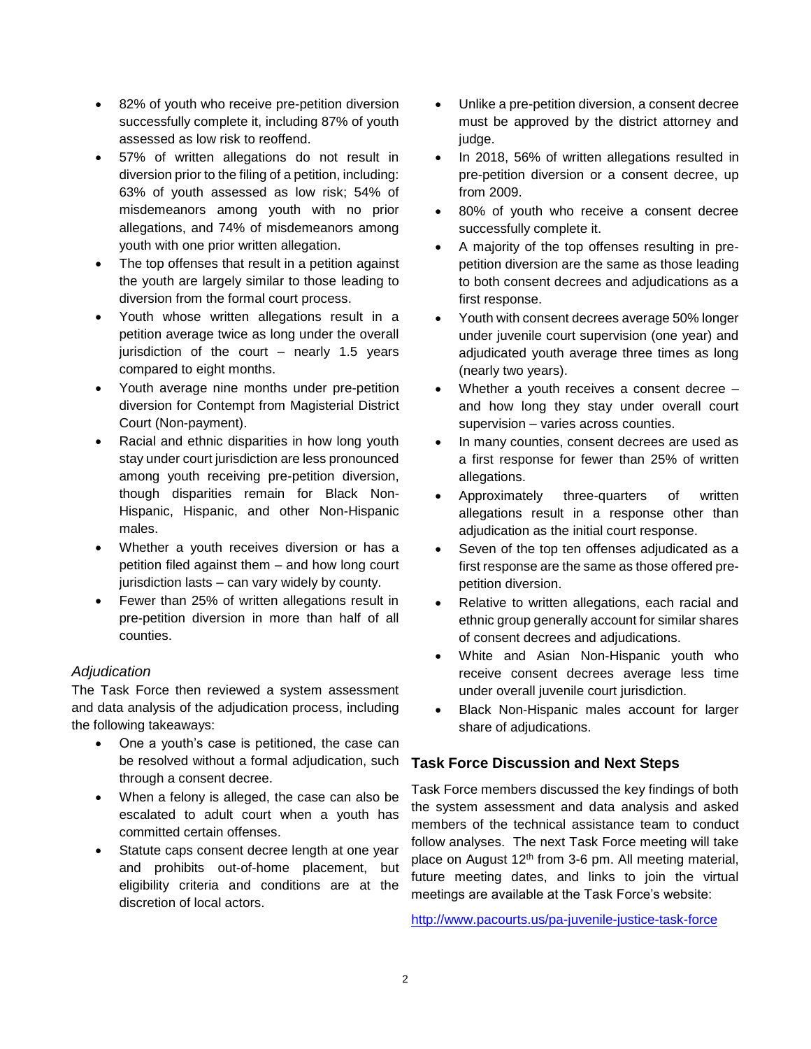- 82% of youth who receive pre-petition diversion successfully complete it, including 87% of youth assessed as low risk to reoffend.
- 57% of written allegations do not result in diversion prior to the filing of a petition, including: 63% of youth assessed as low risk; 54% of misdemeanors among youth with no prior allegations, and 74% of misdemeanors among youth with one prior written allegation.
- The top offenses that result in a petition against the youth are largely similar to those leading to diversion from the formal court process.
- Youth whose written allegations result in a petition average twice as long under the overall jurisdiction of the court – nearly 1.5 years compared to eight months.
- Youth average nine months under pre-petition diversion for Contempt from Magisterial District Court (Non-payment).
- Racial and ethnic disparities in how long youth stay under court jurisdiction are less pronounced among youth receiving pre-petition diversion, though disparities remain for Black Non-Hispanic, Hispanic, and other Non-Hispanic males.
- Whether a youth receives diversion or has a petition filed against them – and how long court jurisdiction lasts – can vary widely by county.
- Fewer than 25% of written allegations result in pre-petition diversion in more than half of all counties.

*Adjudication*

The Task Force then reviewed a system assessment and data analysis of the adjudication process, including the following takeaways:

- One a youth's case is petitioned, the case can be resolved without a formal adjudication, such through a consent decree.
- When a felony is alleged, the case can also be escalated to adult court when a youth has committed certain offenses.
- Statute caps consent decree length at one year and prohibits out-of-home placement, but eligibility criteria and conditions are at the discretion of local actors.
- Unlike a pre-petition diversion, a consent decree must be approved by the district attorney and judge.
- In 2018, 56% of written allegations resulted in pre-petition diversion or a consent decree, up from 2009.
- 80% of youth who receive a consent decree successfully complete it.
- A majority of the top offenses resulting in pre-petition diversion are the same as those leading to both consent decrees and adjudications as a first response.
- Youth with consent decrees average 50% longer under juvenile court supervision (one year) and adjudicated youth average three times as long (nearly two years).
- Whether a youth receives a consent decree – and how long they stay under overall court supervision – varies across counties.
- In many counties, consent decrees are used as a first response for fewer than 25% of written allegations.
- Approximately three-quarters of written allegations result in a response other than adjudication as the initial court response.
- Seven of the top ten offenses adjudicated as a first response are the same as those offered pre-petition diversion.
- Relative to written allegations, each racial and ethnic group generally account for similar shares of consent decrees and adjudications.
- White and Asian Non-Hispanic youth who receive consent decrees average less time under overall juvenile court jurisdiction.
- Black Non-Hispanic males account for larger share of adjudications.

## Task Force Discussion and Next Steps

Task Force members discussed the key findings of both the system assessment and data analysis and asked members of the technical assistance team to conduct follow analyses. The next Task Force meeting will take place on August 12th from 3-6 pm. All meeting material, future meeting dates, and links to join the virtual meetings are available at the Task Force's website:

http://www.pacourts.us/pa-juvenile-justice-task-force